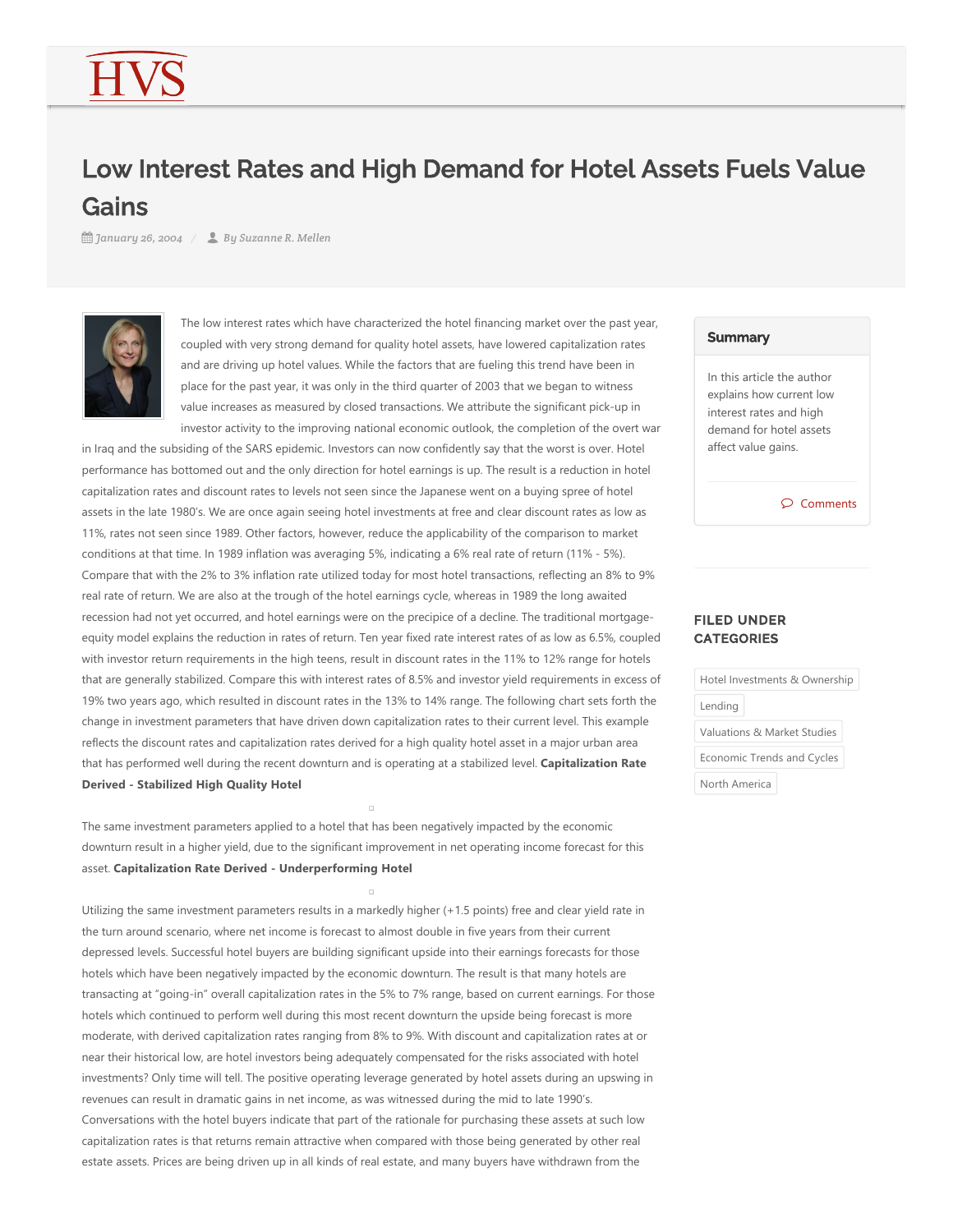# Low Interest Rates and High Demand for Hotel Assets Fuels Value Gains

*January 26, 2004* / *By Suzanne R. Mellen*

The low interest rates which have characterized the hotel financing market over the past year, coupled with very strong demand for quality hotel assets, have lowered capitalization rates and are driving up hotel values. While the factors that are fueling this trend have been in place for the past year, it was only in the third quarter of 2003 that we began to witness value increases as measured by closed transactions. We attribute the significant pick-up in investor activity to the improving national economic outlook, the completion of the overt war in Iraq and the subsiding of the SARS epidemic. Investors can now confidently say that the worst is over. Hotel performance has bottomed out and the only direction for hotel earnings is up. The result is a reduction in hotel capitalization rates and discount rates to levels not seen since the Japanese went on a buying spree of hotel assets in the late 1980's. We are once again seeing hotel investments at free and clear discount rates as low as 11%, rates not seen since 1989. Other factors, however, reduce the applicability of the comparison to market conditions at that time. In 1989 inflation was averaging 5%, indicating a 6% real rate of return (11% - 5%). Compare that with the 2% to 3% inflation rate utilized today for most hotel transactions, reflecting an 8% to 9% real rate of return. We are also at the trough of the hotel earnings cycle, whereas in 1989 the long awaited recession had not yet occurred, and hotel earnings were on the precipice of a decline. The traditional mortgage-equity model explains the reduction in rates of return. Ten year fixed rate interest rates of as low as 6.5%, coupled with investor return requirements in the high teens, result in discount rates in the 11% to 12% range for hotels that are generally stabilized. Compare this with interest rates of 8.5% and investor yield requirements in excess of 19% two years ago, which resulted in discount rates in the 13% to 14% range. The following chart sets forth the change in investment parameters that have driven down capitalization rates to their current level. This example reflects the discount rates and capitalization rates derived for a high quality hotel asset in a major urban area that has performed well during the recent downturn and is operating at a stabilized level. **Capitalization Rate Derived - Stabilized High Quality Hotel**

The same investment parameters applied to a hotel that has been negatively impacted by the economic downturn result in a higher yield, due to the significant improvement in net operating income forecast for this asset. **Capitalization Rate Derived - Underperforming Hotel**

Utilizing the same investment parameters results in a markedly higher (+1.5 points) free and clear yield rate in the turn around scenario, where net income is forecast to almost double in five years from their current depressed levels. Successful hotel buyers are building significant upside into their earnings forecasts for those hotels which have been negatively impacted by the economic downturn. The result is that many hotels are transacting at "going-in" overall capitalization rates in the 5% to 7% range, based on current earnings. For those hotels which continued to perform well during this most recent downturn the upside being forecast is more moderate, with derived capitalization rates ranging from 8% to 9%. With discount and capitalization rates at or near their historical low, are hotel investors being adequately compensated for the risks associated with hotel investments? Only time will tell. The positive operating leverage generated by hotel assets during an upswing in revenues can result in dramatic gains in net income, as was witnessed during the mid to late 1990's. Conversations with the hotel buyers indicate that part of the rationale for purchasing these assets at such low capitalization rates is that returns remain attractive when compared with those being generated by other real estate assets. Prices are being driven up in all kinds of real estate, and many buyers have withdrawn from the

## Summary

In this article the author explains how current low interest rates and high demand for hotel assets affect value gains.

Comments

## FILED UNDER CATEGORIES

Hotel Investments & Ownership

Lending

Valuations & Market Studies

Economic Trends and Cycles

North America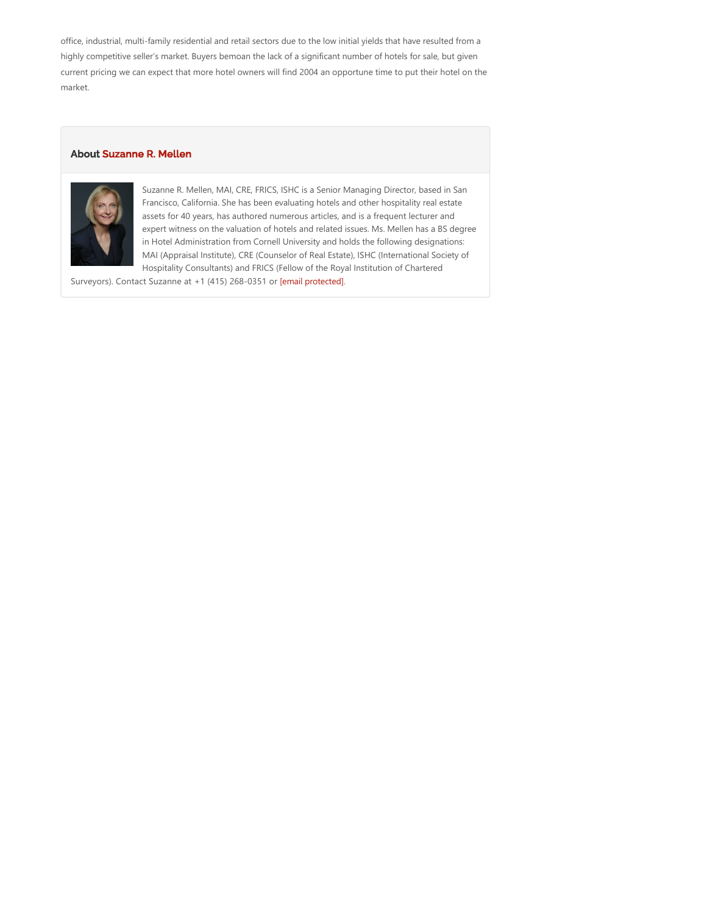office, industrial, multi-family residential and retail sectors due to the low initial yields that have resulted from a highly competitive seller's market. Buyers bemoan the lack of a significant number of hotels for sale, but given current pricing we can expect that more hotel owners will find 2004 an opportune time to put their hotel on the market.

### About Suzanne R. Mellen

Suzanne R. Mellen, MAI, CRE, FRICS, ISHC is a Senior Managing Director, based in San Francisco, California. She has been evaluating hotels and other hospitality real estate assets for 40 years, has authored numerous articles, and is a frequent lecturer and expert witness on the valuation of hotels and related issues. Ms. Mellen has a BS degree in Hotel Administration from Cornell University and holds the following designations: MAI (Appraisal Institute), CRE (Counselor of Real Estate), ISHC (International Society of Hospitality Consultants) and FRICS (Fellow of the Royal Institution of Chartered Surveyors). Contact Suzanne at +1 (415) 268-0351 or [email protected].